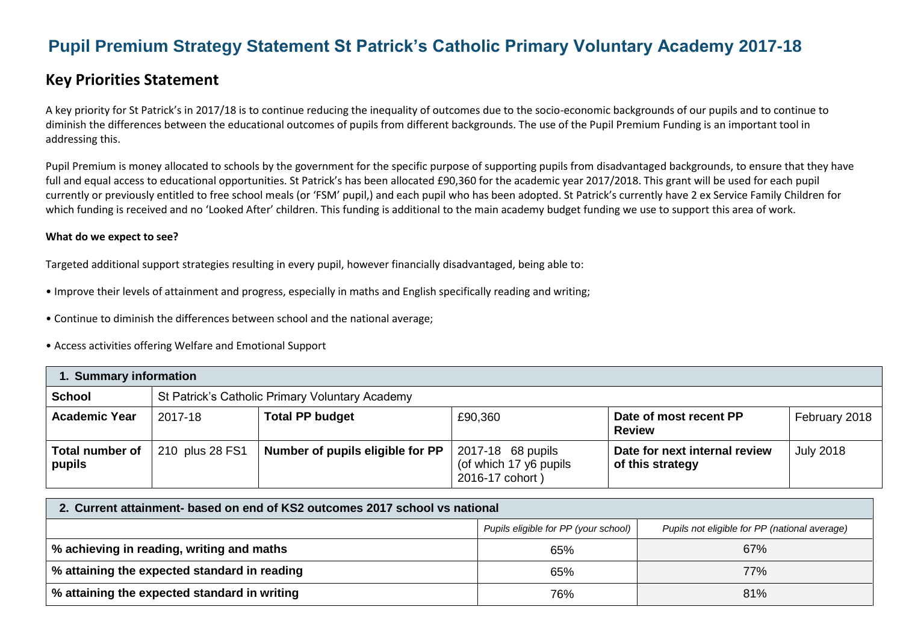# Pupil Premium Strategy Statement St Patrick's Catholic Primary Voluntary Academy 2017-18

## Key Priorities Statement

A key priority for St Patrick's in 2017/18 is to continue reducing the inequality of outcomes due to the socio-economic backgrounds of our pupils and to continue to diminish the differences between the educational outcomes of pupils from different backgrounds. The use of the Pupil Premium Funding is an important tool in addressing this.

Pupil Premium is money allocated to schools by the government for the specific purpose of supporting pupils from disadvantaged backgrounds, to ensure that they have full and equal access to educational opportunities. St Patrick's has been allocated £90,360 for the academic year 2017/2018. This grant will be used for each pupil currently or previously entitled to free school meals (or 'FSM' pupil,) and each pupil who has been adopted. St Patrick's currently have 2 ex Service Family Children for which funding is received and no 'Looked After' children. This funding is additional to the main academy budget funding we use to support this area of work.

**What do we expect to see?**

Targeted additional support strategies resulting in every pupil, however financially disadvantaged, being able to:

- Improve their levels of attainment and progress, especially in maths and English specifically reading and writing;
- Continue to diminish the differences between school and the national average;
- Access activities offering Welfare and Emotional Support

| 1. Summary information | | | | | |
|---|---|---|---|---|---|
| **School** | St Patrick's Catholic Primary Voluntary Academy | | | | |
| **Academic Year** | 2017-18 | **Total PP budget** | £90,360 | **Date of most recent PP Review** | February 2018 |
| **Total number of pupils** | 210 plus 28 FS1 | **Number of pupils eligible for PP** | 2017-18 68 pupils (of which 17 y6 pupils 2016-17 cohort ) | **Date for next internal review of this strategy** | July 2018 |

| 2. Current attainment- based on end of KS2 outcomes 2017 school vs national | | |
|---|---|---|
| | *Pupils eligible for PP (your school)* | *Pupils not eligible for PP (national average)* |
| **% achieving in reading, writing and maths** | 65% | 67% |
| **% attaining the expected standard in reading** | 65% | 77% |
| **% attaining the expected standard in writing** | 76% | 81% |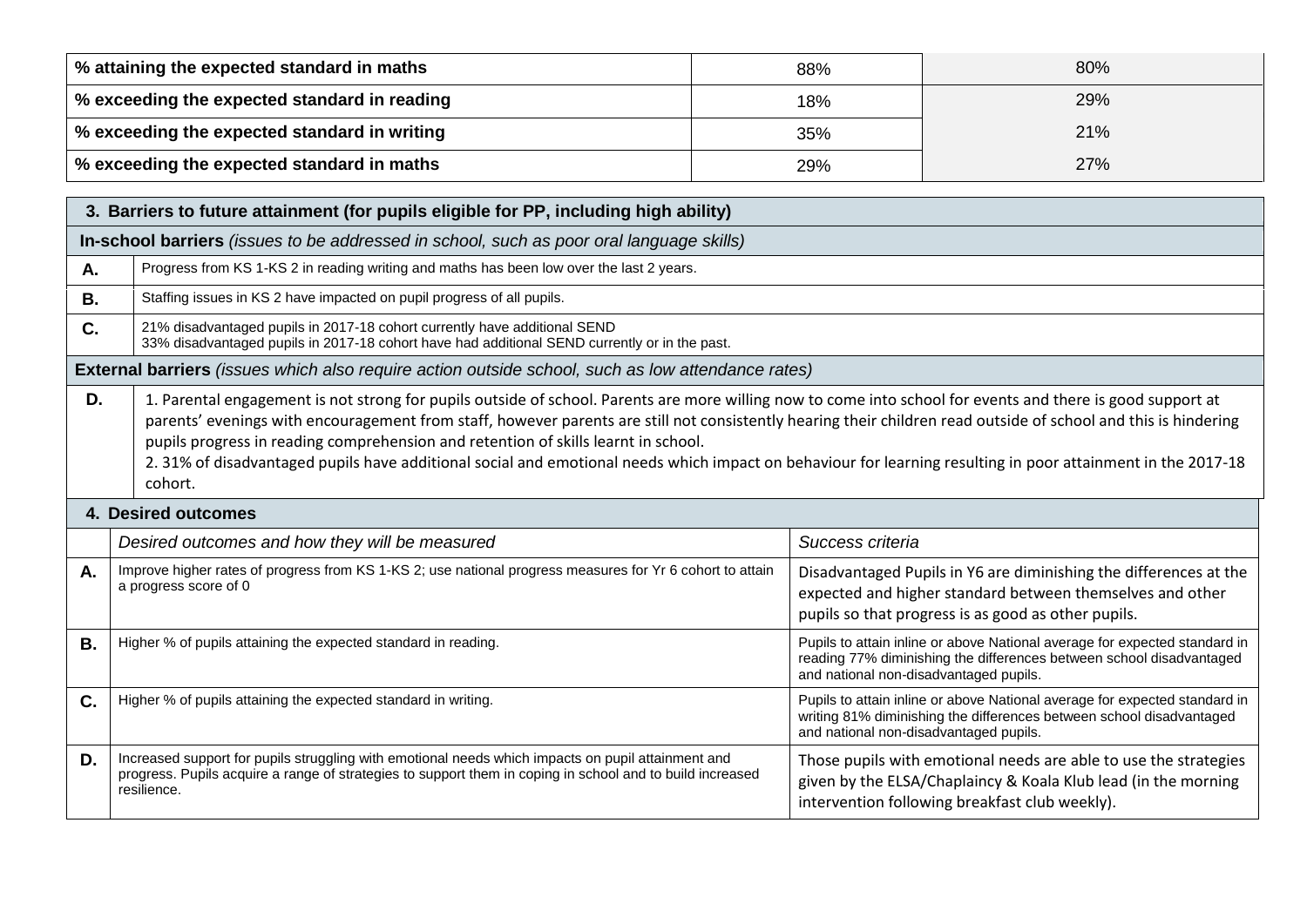| % attaining the expected standard in maths | 88% | 80% |
|---|---|---|
| % exceeding the expected standard in reading | 18% | 29% |
| % exceeding the expected standard in writing | 35% | 21% |
| % exceeding the expected standard in maths | 29% | 27% |

| **3. Barriers to future attainment (for pupils eligible for PP, including high ability)** | |
|---|---|
| **In-school barriers** *(issues to be addressed in school, such as poor oral language skills)* | |
| **A.** | Progress from KS 1-KS 2 in reading writing and maths has been low over the last 2 years. |
| **B.** | Staffing issues in KS 2 have impacted on pupil progress of all pupils. |
| **C.** | 21% disadvantaged pupils in 2017-18 cohort currently have additional SEND<br>33% disadvantaged pupils in 2017-18 cohort have had additional SEND currently or in the past. |
| **External barriers** *(issues which also require action outside school, such as low attendance rates)* | |
| **D.** | 1. Parental engagement is not strong for pupils outside of school. Parents are more willing now to come into school for events and there is good support at parents' evenings with encouragement from staff, however parents are still not consistently hearing their children read outside of school and this is hindering pupils progress in reading comprehension and retention of skills learnt in school.<br>2. 31% of disadvantaged pupils have additional social and emotional needs which impact on behaviour for learning resulting in poor attainment in the 2017-18 cohort. |

| **4. Desired outcomes** | | |
|---|---|---|
| | *Desired outcomes and how they will be measured* | *Success criteria* |
| **A.** | Improve higher rates of progress from KS 1-KS 2; use national progress measures for Yr 6 cohort to attain a progress score of 0 | Disadvantaged Pupils in Y6 are diminishing the differences at the expected and higher standard between themselves and other pupils so that progress is as good as other pupils. |
| **B.** | Higher % of pupils attaining the expected standard in reading. | Pupils to attain inline or above National average for expected standard in reading 77% diminishing the differences between school disadvantaged and national non-disadvantaged pupils. |
| **C.** | Higher % of pupils attaining the expected standard in writing. | Pupils to attain inline or above National average for expected standard in writing 81% diminishing the differences between school disadvantaged and national non-disadvantaged pupils. |
| **D.** | Increased support for pupils struggling with emotional needs which impacts on pupil attainment and progress. Pupils acquire a range of strategies to support them in coping in school and to build increased resilience. | Those pupils with emotional needs are able to use the strategies given by the ELSA/Chaplaincy & Koala Klub lead (in the morning intervention following breakfast club weekly). |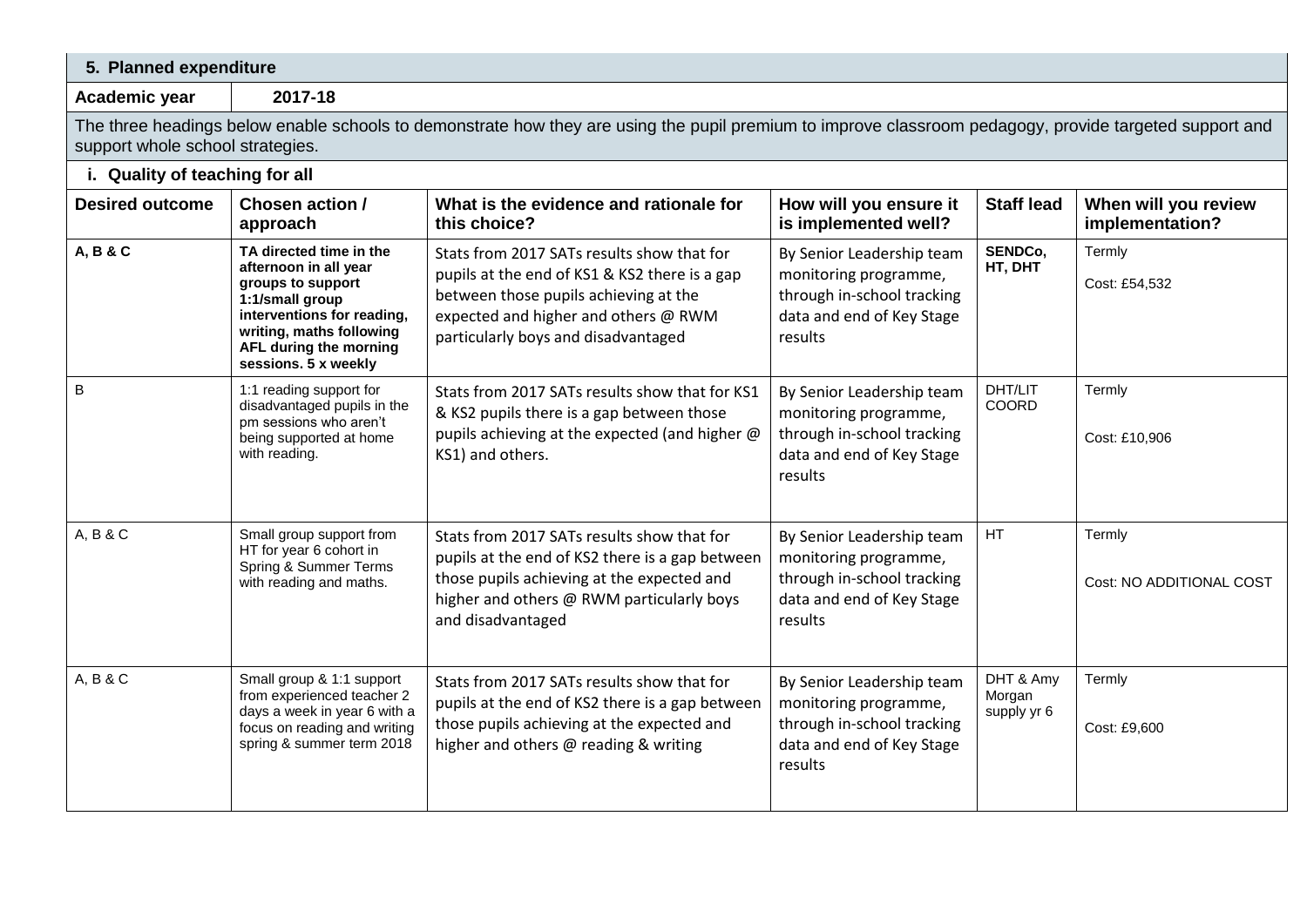| 5. Planned expenditure | | | | | |
|---|---|---|---|---|---|
| **Academic year** | **2017-18** | | | | |
| The three headings below enable schools to demonstrate how they are using the pupil premium to improve classroom pedagogy, provide targeted support and support whole school strategies. | | | | | |
| **i. Quality of teaching for all** | | | | | |
| **Desired outcome** | **Chosen action / approach** | **What is the evidence and rationale for this choice?** | **How will you ensure it is implemented well?** | **Staff lead** | **When will you review implementation?** |
| **A, B & C** | **TA directed time in the afternoon in all year groups to support 1:1/small group interventions for reading, writing, maths following AFL during the morning sessions. 5 x weekly** | Stats from 2017 SATs results show that for pupils at the end of KS1 & KS2 there is a gap between those pupils achieving at the expected and higher and others @ RWM particularly boys and disadvantaged | By Senior Leadership team monitoring programme, through in-school tracking data and end of Key Stage results | **SENDCo, HT, DHT** | Termly<br><br>Cost: £54,532 |
| B | 1:1 reading support for disadvantaged pupils in the pm sessions who aren't being supported at home with reading. | Stats from 2017 SATs results show that for KS1 & KS2 pupils there is a gap between those pupils achieving at the expected (and higher @ KS1) and others. | By Senior Leadership team monitoring programme, through in-school tracking data and end of Key Stage results | DHT/LIT COORD | Termly<br><br>Cost: £10,906 |
| A, B & C | Small group support from HT for year 6 cohort in Spring & Summer Terms with reading and maths. | Stats from 2017 SATs results show that for pupils at the end of KS2 there is a gap between those pupils achieving at the expected and higher and others @ RWM particularly boys and disadvantaged | By Senior Leadership team monitoring programme, through in-school tracking data and end of Key Stage results | HT | Termly<br><br>Cost: NO ADDITIONAL COST |
| A, B & C | Small group & 1:1 support from experienced teacher 2 days a week in year 6 with a focus on reading and writing spring & summer term 2018 | Stats from 2017 SATs results show that for pupils at the end of KS2 there is a gap between those pupils achieving at the expected and higher and others @ reading & writing | By Senior Leadership team monitoring programme, through in-school tracking data and end of Key Stage results | DHT & Amy Morgan supply yr 6 | Termly<br><br>Cost: £9,600 |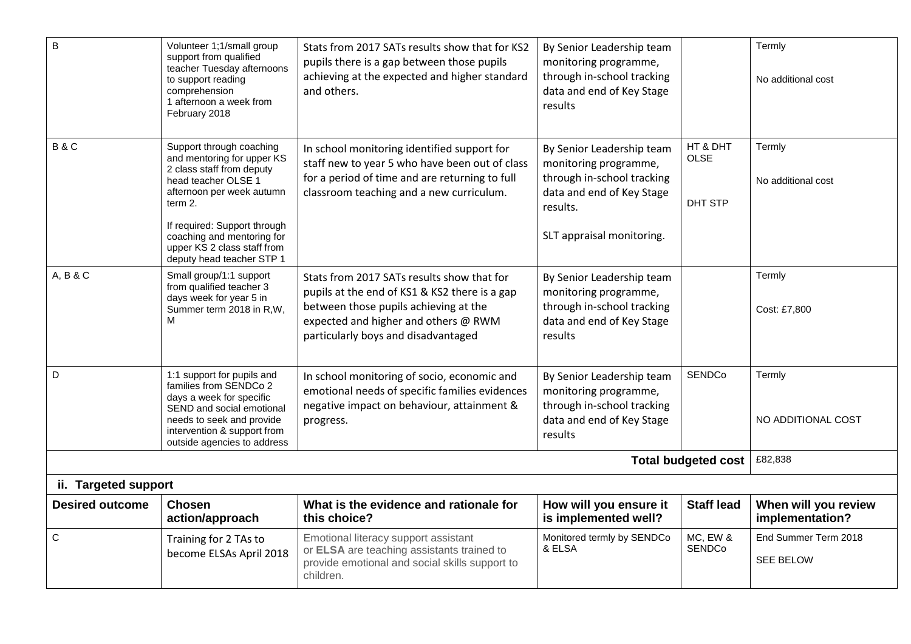| | | | | | |
|---|---|---|---|---|---|
| B | Volunteer 1;1/small group support from qualified teacher Tuesday afternoons to support reading comprehension 1 afternoon a week from February 2018 | Stats from 2017 SATs results show that for KS2 pupils there is a gap between those pupils achieving at the expected and higher standard and others. | By Senior Leadership team monitoring programme, through in-school tracking data and end of Key Stage results | | Termly<br><br>No additional cost |
| B & C | Support through coaching and mentoring for upper KS 2 class staff from deputy head teacher OLSE 1 afternoon per week autumn term 2.<br><br>If required: Support through coaching and mentoring for upper KS 2 class staff from deputy head teacher STP 1 | In school monitoring identified support for staff new to year 5 who have been out of class for a period of time and are returning to full classroom teaching and a new curriculum. | By Senior Leadership team monitoring programme, through in-school tracking data and end of Key Stage results.<br><br>SLT appraisal monitoring. | HT & DHT OLSE<br><br>DHT STP | Termly<br><br>No additional cost |
| A, B & C | Small group/1:1 support from qualified teacher 3 days week for year 5 in Summer term 2018 in R,W, M | Stats from 2017 SATs results show that for pupils at the end of KS1 & KS2 there is a gap between those pupils achieving at the expected and higher and others @ RWM particularly boys and disadvantaged | By Senior Leadership team monitoring programme, through in-school tracking data and end of Key Stage results | | Termly<br><br>Cost: £7,800 |
| D | 1:1 support for pupils and families from SENDCo 2 days a week for specific SEND and social emotional needs to seek and provide intervention & support from outside agencies to address | In school monitoring of socio, economic and emotional needs of specific families evidences negative impact on behaviour, attainment & progress. | By Senior Leadership team monitoring programme, through in-school tracking data and end of Key Stage results | SENDCo | Termly<br><br>NO ADDITIONAL COST |
| | | | | **Total budgeted cost** | £82,838 |

**ii. Targeted support**

| Desired outcome | Chosen action/approach | What is the evidence and rationale for this choice? | How will you ensure it is implemented well? | Staff lead | When will you review implementation? |
|---|---|---|---|---|---|
| C | Training for 2 TAs to become ELSAs April 2018 | Emotional literacy support assistant or **ELSA** are teaching assistants trained to provide emotional and social skills support to children. | Monitored termly by SENDCo & ELSA | MC, EW & SENDCo | End Summer Term 2018<br><br>SEE BELOW |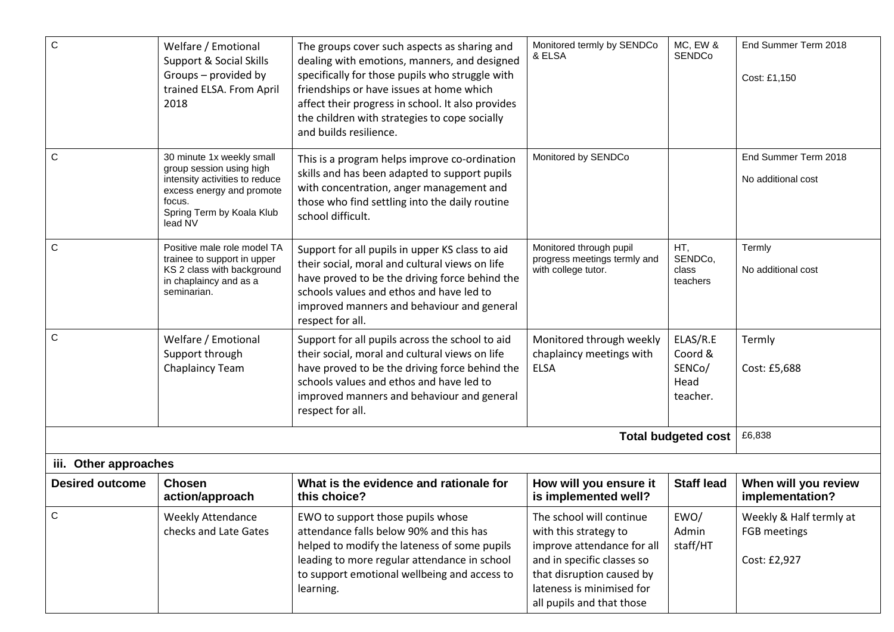| | | | | | |
|---|---|---|---|---|---|
| C | Welfare / Emotional Support & Social Skills Groups – provided by trained ELSA. From April 2018 | The groups cover such aspects as sharing and dealing with emotions, manners, and designed specifically for those pupils who struggle with friendships or have issues at home which affect their progress in school. It also provides the children with strategies to cope socially and builds resilience. | Monitored termly by SENDCo & ELSA | MC, EW & SENDCo | End Summer Term 2018<br><br>Cost: £1,150 |
| C | 30 minute 1x weekly small group session using high intensity activities to reduce excess energy and promote focus.<br>Spring Term by Koala Klub lead NV | This is a program helps improve co-ordination skills and has been adapted to support pupils with concentration, anger management and those who find settling into the daily routine school difficult. | Monitored by SENDCo | | End Summer Term 2018<br><br>No additional cost |
| C | Positive male role model TA trainee to support in upper KS 2 class with background in chaplaincy and as a seminarian. | Support for all pupils in upper KS class to aid their social, moral and cultural views on life have proved to be the driving force behind the schools values and ethos and have led to improved manners and behaviour and general respect for all. | Monitored through pupil progress meetings termly and with college tutor. | HT, SENDCo, class teachers | Termly<br><br>No additional cost |
| C | Welfare / Emotional Support through Chaplaincy Team | Support for all pupils across the school to aid their social, moral and cultural views on life have proved to be the driving force behind the schools values and ethos and have led to improved manners and behaviour and general respect for all. | Monitored through weekly chaplaincy meetings with ELSA | ELAS/R.E Coord & SENCo/ Head teacher. | Termly<br><br>Cost: £5,688 |
| | | | | **Total budgeted cost** | £6,838 |

**iii. Other approaches**

| Desired outcome | Chosen action/approach | What is the evidence and rationale for this choice? | How will you ensure it is implemented well? | Staff lead | When will you review implementation? |
|---|---|---|---|---|---|
| C | Weekly Attendance checks and Late Gates | EWO to support those pupils whose attendance falls below 90% and this has helped to modify the lateness of some pupils leading to more regular attendance in school to support emotional wellbeing and access to learning. | The school will continue with this strategy to improve attendance for all and in specific classes so that disruption caused by lateness is minimised for all pupils and that those | EWO/ Admin staff/HT | Weekly & Half termly at FGB meetings<br><br>Cost: £2,927 |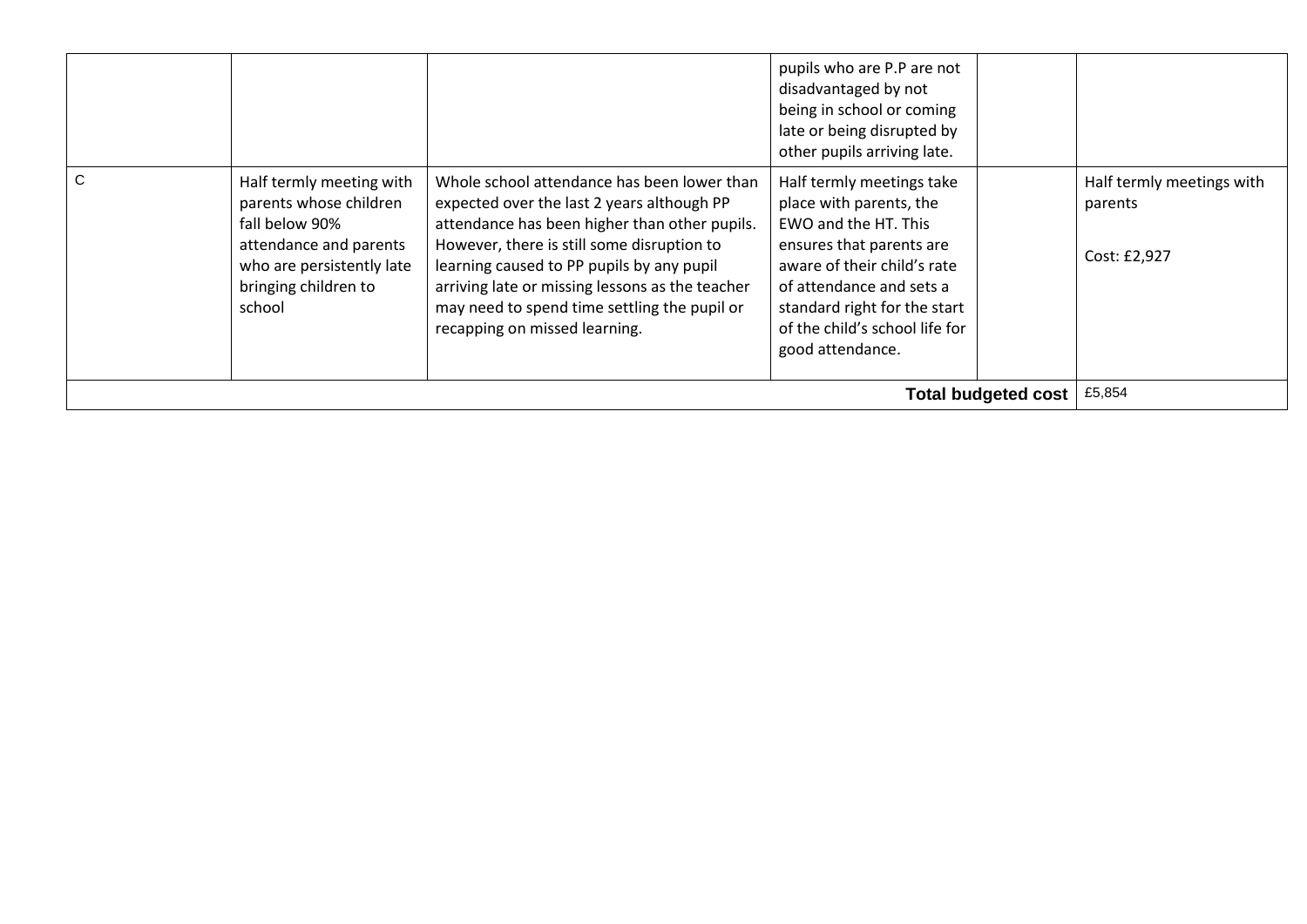| | | | | | |
|---|---|---|---|---|---|
| | | | pupils who are P.P are not disadvantaged by not being in school or coming late or being disrupted by other pupils arriving late. | | |
| C | Half termly meeting with parents whose children fall below 90% attendance and parents who are persistently late bringing children to school | Whole school attendance has been lower than expected over the last 2 years although PP attendance has been higher than other pupils. However, there is still some disruption to learning caused to PP pupils by any pupil arriving late or missing lessons as the teacher may need to spend time settling the pupil or recapping on missed learning. | Half termly meetings take place with parents, the EWO and the HT. This ensures that parents are aware of their child's rate of attendance and sets a standard right for the start of the child's school life for good attendance. | | Half termly meetings with parents<br><br>Cost: £2,927 |
| | | | | **Total budgeted cost** | £5,854 |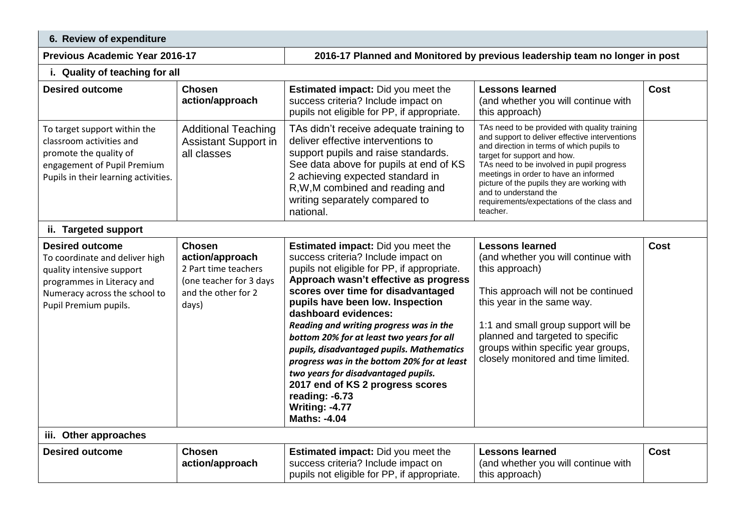| 6. Review of expenditure | | | | |
|---|---|---|---|---|
| **Previous Academic Year 2016-17** | | **2016-17 Planned and Monitored by previous leadership team no longer in post** | | |
| **i. Quality of teaching for all** | | | | |
| **Desired outcome** | **Chosen action/approach** | **Estimated impact:** Did you meet the success criteria? Include impact on pupils not eligible for PP, if appropriate. | **Lessons learned** (and whether you will continue with this approach) | **Cost** |
| To target support within the classroom activities and promote the quality of engagement of Pupil Premium Pupils in their learning activities. | Additional Teaching Assistant Support in all classes | TAs didn't receive adequate training to deliver effective interventions to support pupils and raise standards. See data above for pupils at end of KS 2 achieving expected standard in R,W,M combined and reading and writing separately compared to national. | TAs need to be provided with quality training and support to deliver effective interventions and direction in terms of which pupils to target for support and how. TAs need to be involved in pupil progress meetings in order to have an informed picture of the pupils they are working with and to understand the requirements/expectations of the class and teacher. | |
| **ii. Targeted support** | | | | |
| **Desired outcome** To coordinate and deliver high quality intensive support programmes in Literacy and Numeracy across the school to Pupil Premium pupils. | **Chosen action/approach** 2 Part time teachers (one teacher for 3 days and the other for 2 days) | **Estimated impact:** Did you meet the success criteria? Include impact on pupils not eligible for PP, if appropriate. **Approach wasn't effective as progress scores over time for disadvantaged pupils have been low. Inspection dashboard evidences:** ***Reading and writing progress was in the bottom 20% for at least two years for all pupils, disadvantaged pupils. Mathematics progress was in the bottom 20% for at least two years for disadvantaged pupils.*** **2017 end of KS 2 progress scores reading: -6.73 Writing: -4.77 Maths: -4.04** | **Lessons learned** (and whether you will continue with this approach) This approach will not be continued this year in the same way. 1:1 and small group support will be planned and targeted to specific groups within specific year groups, closely monitored and time limited. | **Cost** |
| **iii. Other approaches** | | | | |
| **Desired outcome** | **Chosen action/approach** | **Estimated impact:** Did you meet the success criteria? Include impact on pupils not eligible for PP, if appropriate. | **Lessons learned** (and whether you will continue with this approach) | **Cost** |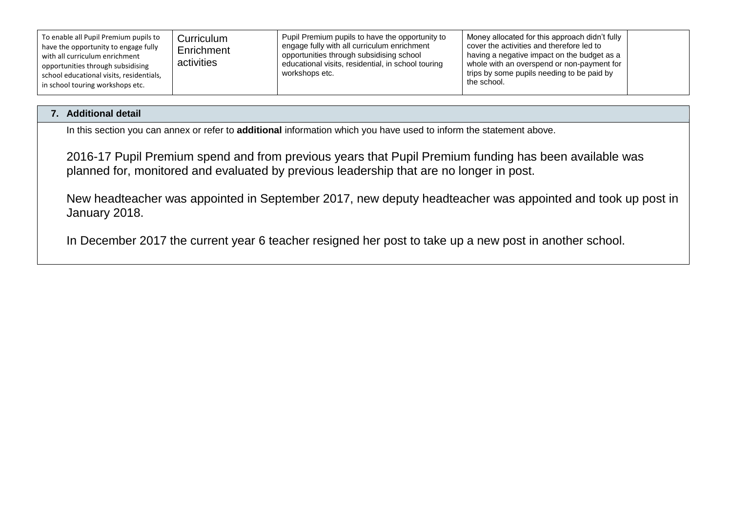| | | | | |
|---|---|---|---|---|
| To enable all Pupil Premium pupils to have the opportunity to engage fully with all curriculum enrichment opportunities through subsidising school educational visits, residentials, in school touring workshops etc. | Curriculum Enrichment activities | Pupil Premium pupils to have the opportunity to engage fully with all curriculum enrichment opportunities through subsidising school educational visits, residential, in school touring workshops etc. | Money allocated for this approach didn't fully cover the activities and therefore led to having a negative impact on the budget as a whole with an overspend or non-payment for trips by some pupils needing to be paid by the school. | |

## 7. Additional detail

In this section you can annex or refer to **additional** information which you have used to inform the statement above.

2016-17 Pupil Premium spend and from previous years that Pupil Premium funding has been available was planned for, monitored and evaluated by previous leadership that are no longer in post.

New headteacher was appointed in September 2017, new deputy headteacher was appointed and took up post in January 2018.

In December 2017 the current year 6 teacher resigned her post to take up a new post in another school.